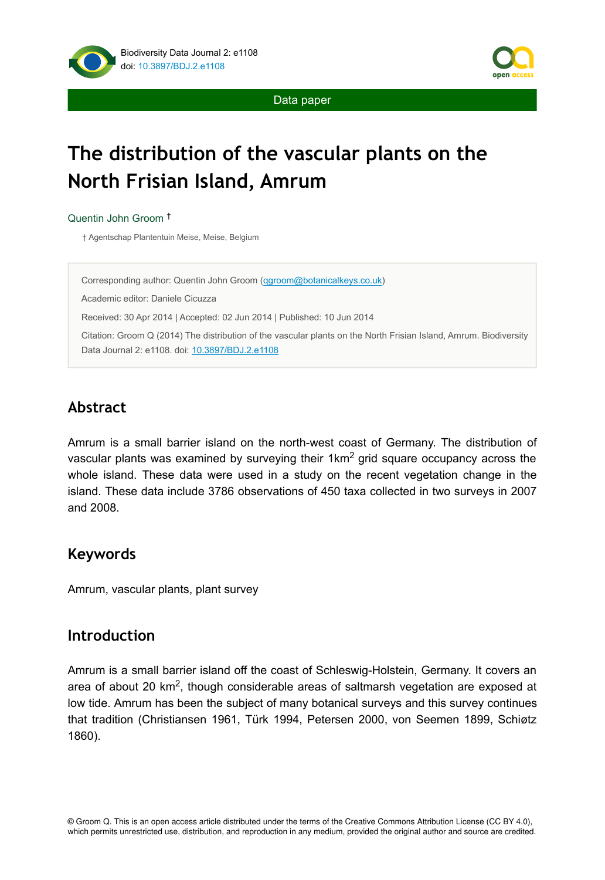Data paper

# The distribution of the vascular plants on the North Frisian Island, Amrum

Quentin John Groom †

† Agentschap Plantentuin Meise, Meise, Belgium

Corresponding author: Quentin John Groom (qgroom@botanicalkeys.co.uk)

Academic editor: Daniele Cicuzza

Received: 30 Apr 2014 | Accepted: 02 Jun 2014 | Published: 10 Jun 2014

Citation: Groom Q (2014) The distribution of the vascular plants on the North Frisian Island, Amrum. Biodiversity Data Journal 2: e1108. doi: 10.3897/BDJ.2.e1108

## Abstract

Amrum is a small barrier island on the north-west coast of Germany. The distribution of vascular plants was examined by surveying their 1km$^2$ grid square occupancy across the whole island. These data were used in a study on the recent vegetation change in the island. These data include 3786 observations of 450 taxa collected in two surveys in 2007 and 2008.

## Keywords

Amrum, vascular plants, plant survey

## Introduction

Amrum is a small barrier island off the coast of Schleswig-Holstein, Germany. It covers an area of about 20 km$^2$, though considerable areas of saltmarsh vegetation are exposed at low tide. Amrum has been the subject of many botanical surveys and this survey continues that tradition (Christiansen 1961, Türk 1994, Petersen 2000, von Seemen 1899, Schiøtz 1860).

© Groom Q. This is an open access article distributed under the terms of the Creative Commons Attribution License (CC BY 4.0), which permits unrestricted use, distribution, and reproduction in any medium, provided the original author and source are credited.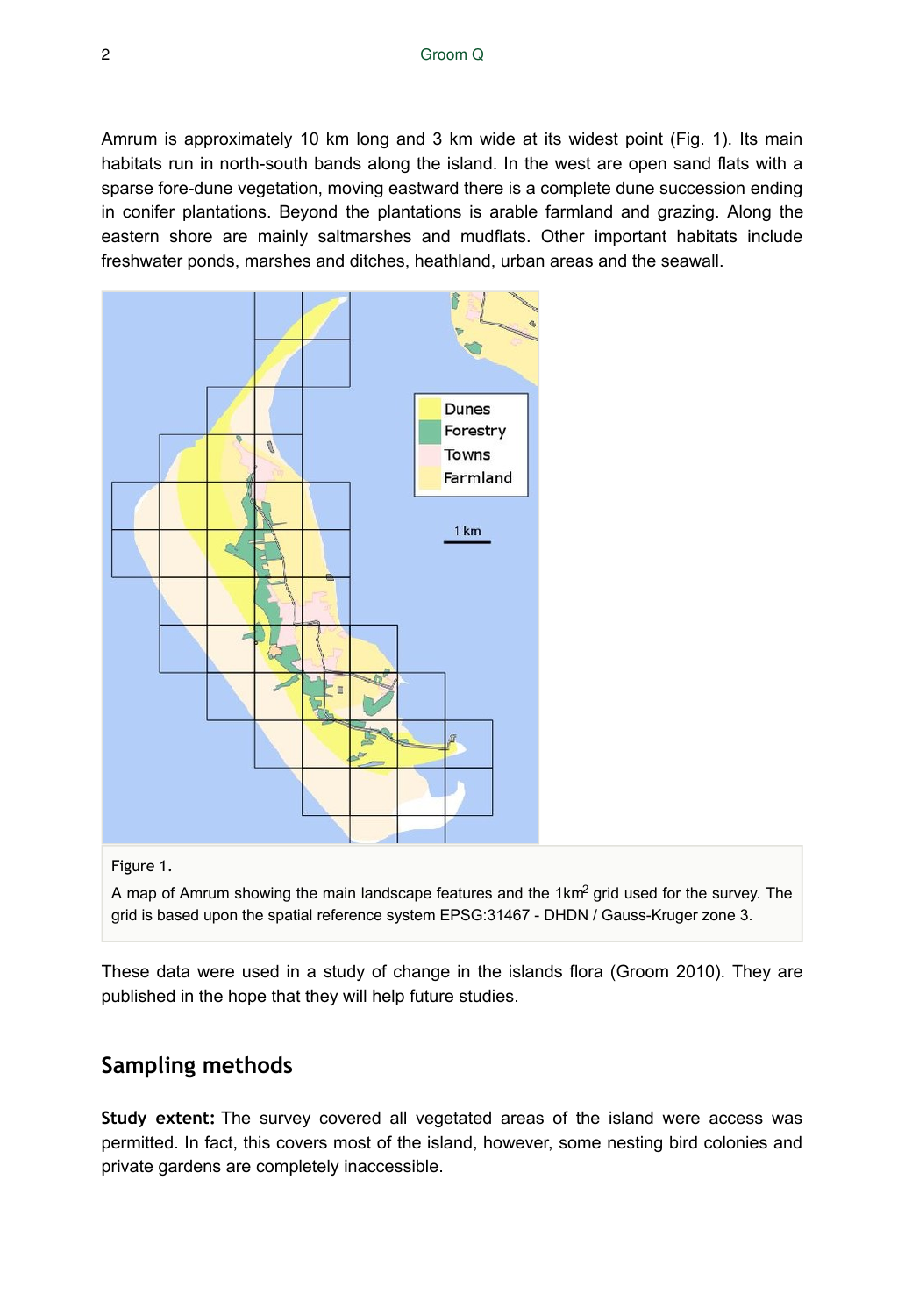Amrum is approximately 10 km long and 3 km wide at its widest point (Fig. 1). Its main habitats run in north-south bands along the island. In the west are open sand flats with a sparse fore-dune vegetation, moving eastward there is a complete dune succession ending in conifer plantations. Beyond the plantations is arable farmland and grazing. Along the eastern shore are mainly saltmarshes and mudflats. Other important habitats include freshwater ponds, marshes and ditches, heathland, urban areas and the seawall.

Figure 1.

A map of Amrum showing the main landscape features and the 1km[2] grid used for the survey. The grid is based upon the spatial reference system EPSG:31467 - DHDN / Gauss-Kruger zone 3.

These data were used in a study of change in the islands flora (Groom 2010). They are published in the hope that they will help future studies.

## Sampling methods

**Study extent:** The survey covered all vegetated areas of the island were access was permitted. In fact, this covers most of the island, however, some nesting bird colonies and private gardens are completely inaccessible.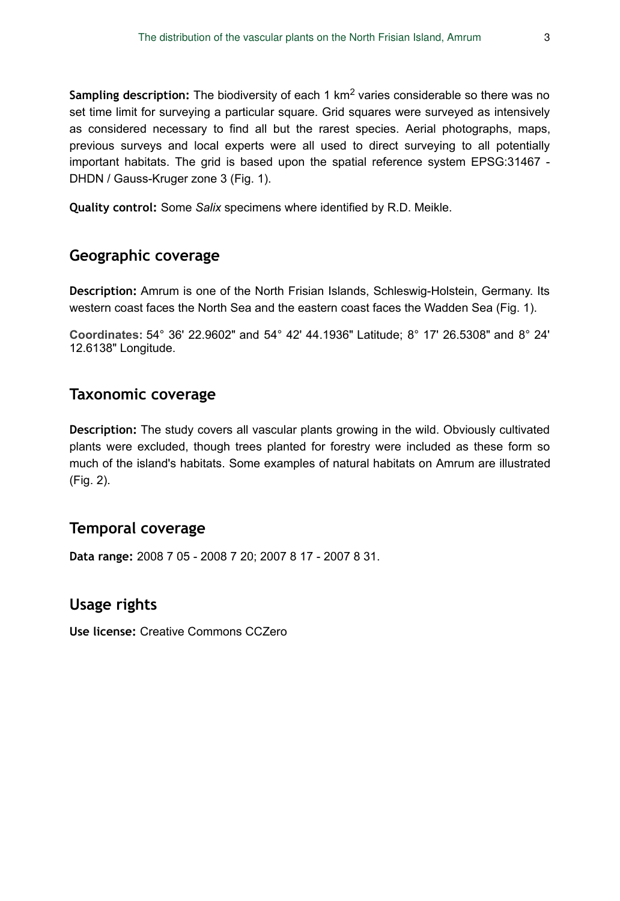**Sampling description:** The biodiversity of each 1 km$^2$ varies considerable so there was no set time limit for surveying a particular square. Grid squares were surveyed as intensively as considered necessary to find all but the rarest species. Aerial photographs, maps, previous surveys and local experts were all used to direct surveying to all potentially important habitats. The grid is based upon the spatial reference system EPSG:31467 - DHDN / Gauss-Kruger zone 3 (Fig. 1).

**Quality control:** Some *Salix* specimens where identified by R.D. Meikle.

## Geographic coverage

**Description:** Amrum is one of the North Frisian Islands, Schleswig-Holstein, Germany. Its western coast faces the North Sea and the eastern coast faces the Wadden Sea (Fig. 1).

**Coordinates:** 54° 36' 22.9602" and 54° 42' 44.1936" Latitude; 8° 17' 26.5308" and 8° 24' 12.6138" Longitude.

## Taxonomic coverage

**Description:** The study covers all vascular plants growing in the wild. Obviously cultivated plants were excluded, though trees planted for forestry were included as these form so much of the island's habitats. Some examples of natural habitats on Amrum are illustrated (Fig. 2).

## Temporal coverage

**Data range:** 2008 7 05 - 2008 7 20; 2007 8 17 - 2007 8 31.

## Usage rights

**Use license:** Creative Commons CCZero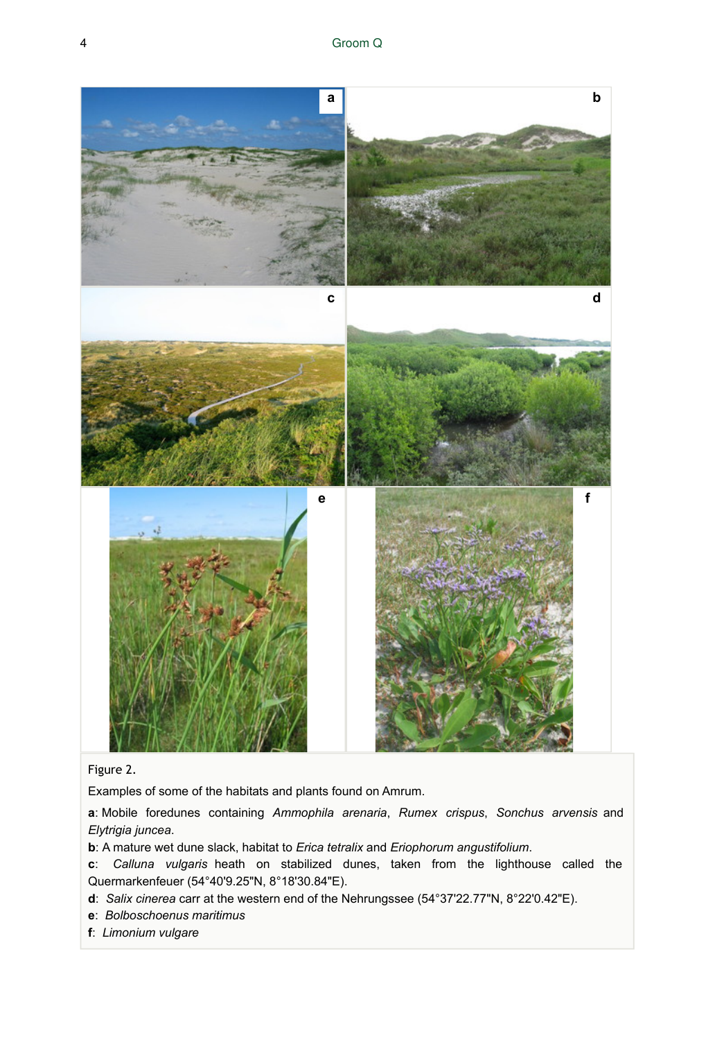Figure 2.

Examples of some of the habitats and plants found on Amrum.

**a**: Mobile foredunes containing *Ammophila arenaria*, *Rumex crispus*, *Sonchus arvensis* and *Elytrigia juncea*.

**b**: A mature wet dune slack, habitat to *Erica tetralix* and *Eriophorum angustifolium*.

**c**: *Calluna vulgaris* heath on stabilized dunes, taken from the lighthouse called the Quermarkenfeuer (54°40'9.25"N, 8°18'30.84"E).

**d**: *Salix cinerea* carr at the western end of the Nehrungssee (54°37'22.77"N, 8°22'0.42"E).

**e**: *Bolboschoenus maritimus*

**f**: *Limonium vulgare*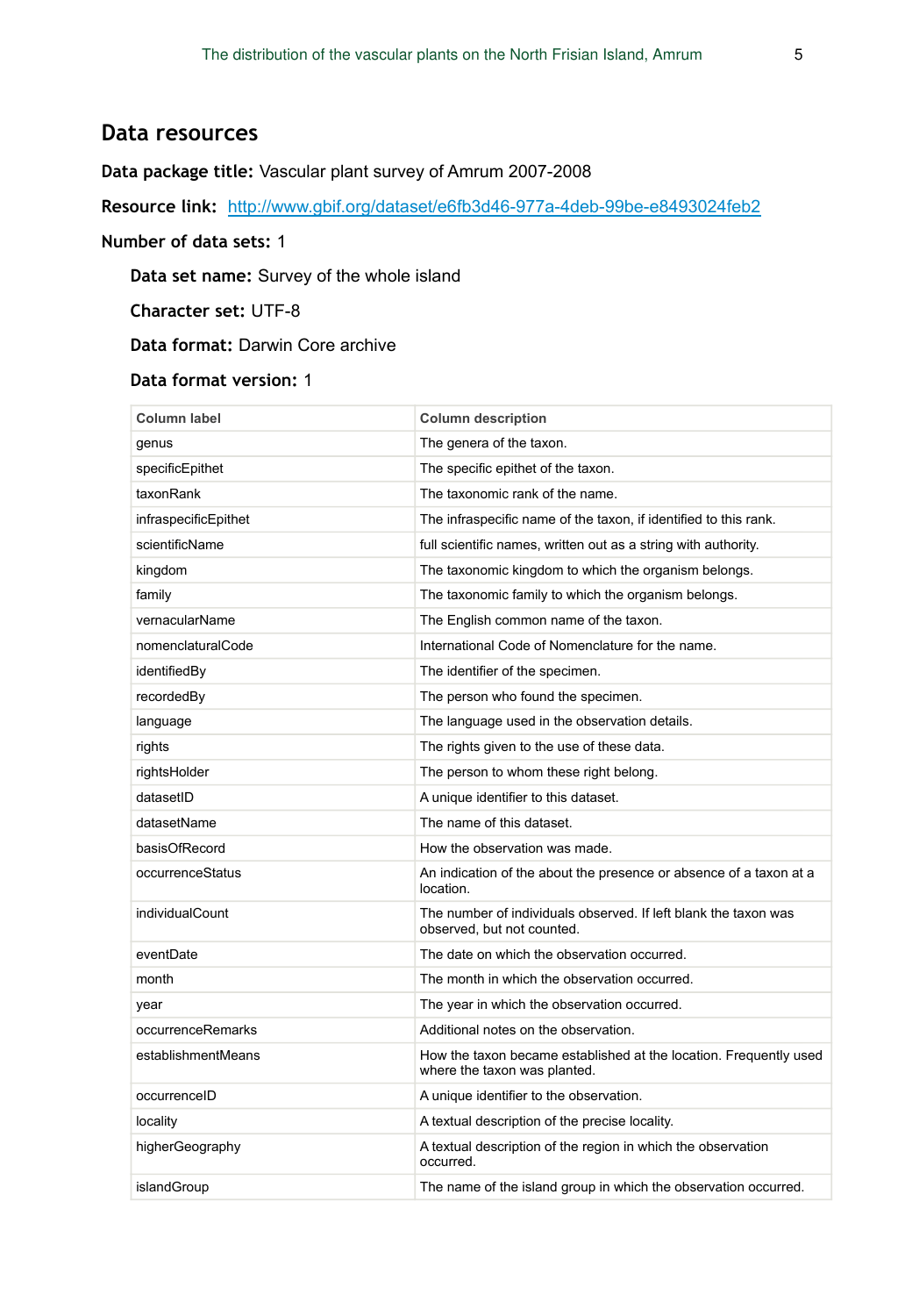## Data resources

**Data package title:** Vascular plant survey of Amrum 2007-2008

**Resource link:** [http://www.gbif.org/dataset/e6fb3d46-977a-4deb-99be-e8493024feb2](http://www.gbif.org/dataset/e6fb3d46-977a-4deb-99be-e8493024feb2)

**Number of data sets:** 1

**Data set name:** Survey of the whole island

**Character set:** UTF-8

**Data format:** Darwin Core archive

**Data format version:** 1

| Column label | Column description |
|---|---|
| genus | The genera of the taxon. |
| specificEpithet | The specific epithet of the taxon. |
| taxonRank | The taxonomic rank of the name. |
| infraspecificEpithet | The infraspecific name of the taxon, if identified to this rank. |
| scientificName | full scientific names, written out as a string with authority. |
| kingdom | The taxonomic kingdom to which the organism belongs. |
| family | The taxonomic family to which the organism belongs. |
| vernacularName | The English common name of the taxon. |
| nomenclaturalCode | International Code of Nomenclature for the name. |
| identifiedBy | The identifier of the specimen. |
| recordedBy | The person who found the specimen. |
| language | The language used in the observation details. |
| rights | The rights given to the use of these data. |
| rightsHolder | The person to whom these right belong. |
| datasetID | A unique identifier to this dataset. |
| datasetName | The name of this dataset. |
| basisOfRecord | How the observation was made. |
| occurrenceStatus | An indication of the about the presence or absence of a taxon at a location. |
| individualCount | The number of individuals observed. If left blank the taxon was observed, but not counted. |
| eventDate | The date on which the observation occurred. |
| month | The month in which the observation occurred. |
| year | The year in which the observation occurred. |
| occurrenceRemarks | Additional notes on the observation. |
| establishmentMeans | How the taxon became established at the location. Frequently used where the taxon was planted. |
| occurrenceID | A unique identifier to the observation. |
| locality | A textual description of the precise locality. |
| higherGeography | A textual description of the region in which the observation occurred. |
| islandGroup | The name of the island group in which the observation occurred. |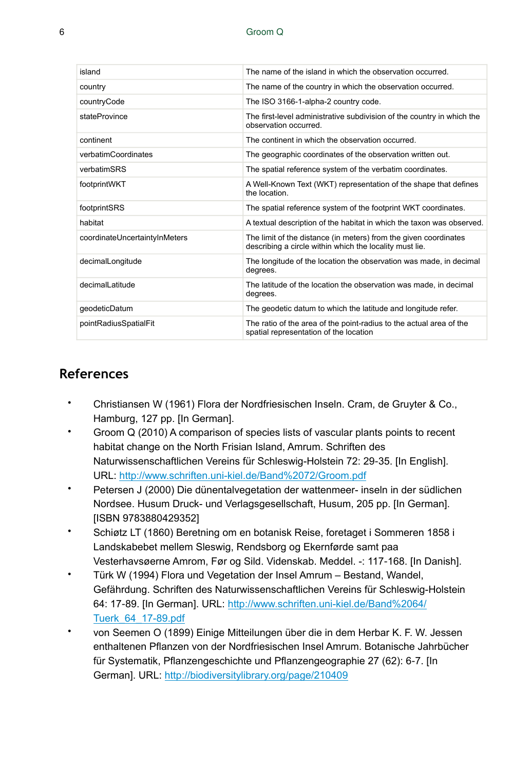| | |
|---|---|
| island | The name of the island in which the observation occurred. |
| country | The name of the country in which the observation occurred. |
| countryCode | The ISO 3166-1-alpha-2 country code. |
| stateProvince | The first-level administrative subdivision of the country in which the observation occurred. |
| continent | The continent in which the observation occurred. |
| verbatimCoordinates | The geographic coordinates of the observation written out. |
| verbatimSRS | The spatial reference system of the verbatim coordinates. |
| footprintWKT | A Well-Known Text (WKT) representation of the shape that defines the location. |
| footprintSRS | The spatial reference system of the footprint WKT coordinates. |
| habitat | A textual description of the habitat in which the taxon was observed. |
| coordinateUncertaintyInMeters | The limit of the distance (in meters) from the given coordinates describing a circle within which the locality must lie. |
| decimalLongitude | The longitude of the location the observation was made, in decimal degrees. |
| decimalLatitude | The latitude of the location the observation was made, in decimal degrees. |
| geodeticDatum | The geodetic datum to which the latitude and longitude refer. |
| pointRadiusSpatialFit | The ratio of the area of the point-radius to the actual area of the spatial representation of the location |

## References

- Christiansen W (1961) Flora der Nordfriesischen Inseln. Cram, de Gruyter & Co., Hamburg, 127 pp. [In German].
- Groom Q (2010) A comparison of species lists of vascular plants points to recent habitat change on the North Frisian Island, Amrum. Schriften des Naturwissenschaftlichen Vereins für Schleswig-Holstein 72: 29-35. [In English]. URL: http://www.schriften.uni-kiel.de/Band%2072/Groom.pdf
- Petersen J (2000) Die dünentalvegetation der wattenmeer- inseln in der südlichen Nordsee. Husum Druck- und Verlagsgesellschaft, Husum, 205 pp. [In German]. [ISBN 9783880429352]
- Schiøtz LT (1860) Beretning om en botanisk Reise, foretaget i Sommeren 1858 i Landskabebet mellem Sleswig, Rendsborg og Ekernførde samt paa Vesterhavsøerne Amrom, Før og Sild. Videnskab. Meddel. -: 117-168. [In Danish].
- Türk W (1994) Flora und Vegetation der Insel Amrum – Bestand, Wandel, Gefährdung. Schriften des Naturwissenschaftlichen Vereins für Schleswig-Holstein 64: 17-89. [In German]. URL: http://www.schriften.uni-kiel.de/Band%2064/Tuerk_64_17-89.pdf
- von Seemen O (1899) Einige Mitteilungen über die in dem Herbar K. F. W. Jessen enthaltenen Pflanzen von der Nordfriesischen Insel Amrum. Botanische Jahrbücher für Systematik, Pflanzengeschichte und Pflanzengeographie 27 (62): 6-7. [In German]. URL: http://biodiversitylibrary.org/page/210409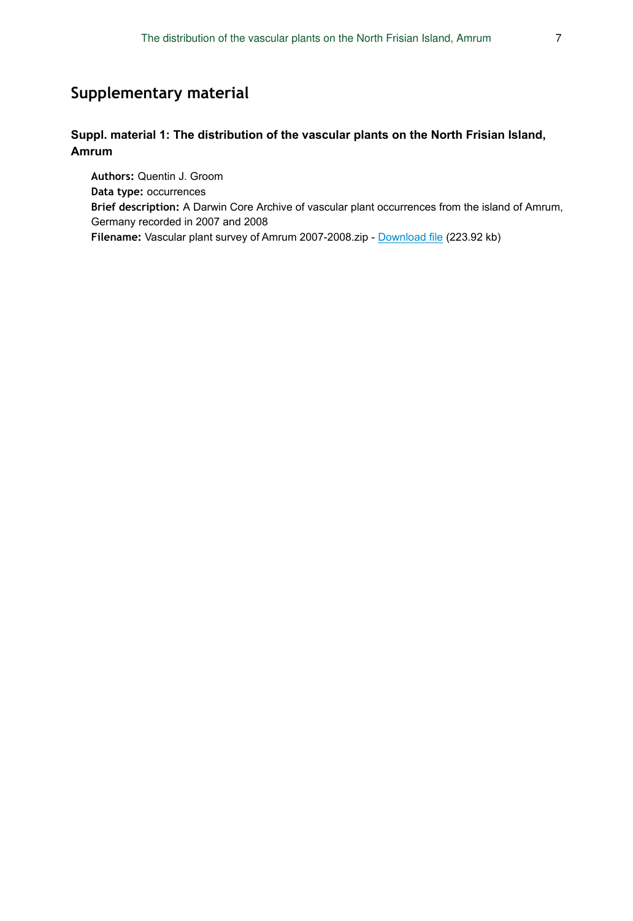## Supplementary material

### Suppl. material 1: The distribution of the vascular plants on the North Frisian Island, Amrum

**Authors:** Quentin J. Groom
**Data type:** occurrences
**Brief description:** A Darwin Core Archive of vascular plant occurrences from the island of Amrum, Germany recorded in 2007 and 2008
**Filename:** Vascular plant survey of Amrum 2007-2008.zip - Download file (223.92 kb)